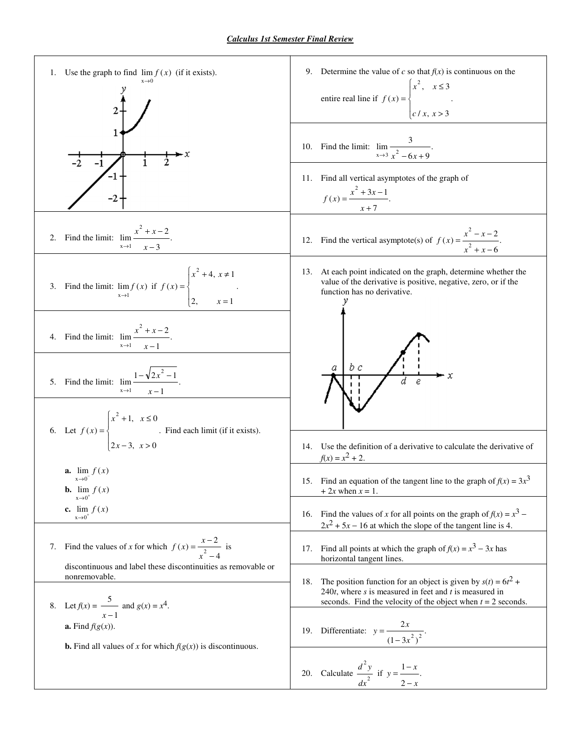# *Calculus 1st Semester Final Review*

1. Use the graph to find $\lim_{x \to 0} f(x)$ (if it exists).

2. Find the limit: $\lim_{x \to 1} \dfrac{x^2 + x - 2}{x - 3}$.

3. Find the limit: $\lim_{x \to 1} f(x)$ if $f(x) = \begin{cases} x^2 + 4, & x \neq 1 \\ 2, & x = 1 \end{cases}$.

4. Find the limit: $\lim_{x \to 1} \dfrac{x^2 + x - 2}{x - 1}$.

5. Find the limit: $\lim_{x \to 1} \dfrac{1 - \sqrt{2x^2 - 1}}{x - 1}$.

6. Let $f(x) = \begin{cases} x^2 + 1, & x \leq 0 \\ 2x - 3, & x > 0 \end{cases}$. Find each limit (if it exists).

   **a.** $\lim_{x \to 0^-} f(x)$
   **b.** $\lim_{x \to 0^+} f(x)$
   **c.** $\lim_{x \to 0^+} f(x)$

7. Find the values of $x$ for which $f(x) = \dfrac{x - 2}{x^2 - 4}$ is discontinuous and label these discontinuities as removable or nonremovable.

8. Let $f(x) = \dfrac{5}{x - 1}$ and $g(x) = x^4$.

   **a.** Find $f(g(x))$.

   **b.** Find all values of $x$ for which $f(g(x))$ is discontinuous.

9. Determine the value of $c$ so that $f(x)$ is continuous on the entire real line if $f(x) = \begin{cases} x^2, & x \leq 3 \\ c/x, & x > 3 \end{cases}$.

10. Find the limit: $\lim_{x \to 3} \dfrac{3}{x^2 - 6x + 9}$.

11. Find all vertical asymptotes of the graph of $f(x) = \dfrac{x^2 + 3x - 1}{x + 7}$.

12. Find the vertical asymptote(s) of $f(x) = \dfrac{x^2 - x - 2}{x^2 + x - 6}$.

13. At each point indicated on the graph, determine whether the value of the derivative is positive, negative, zero, or if the function has no derivative.

14. Use the definition of a derivative to calculate the derivative of $f(x) = x^2 + 2$.

15. Find an equation of the tangent line to the graph of $f(x) = 3x^3 + 2x$ when $x = 1$.

16. Find the values of $x$ for all points on the graph of $f(x) = x^3 - 2x^2 + 5x - 16$ at which the slope of the tangent line is 4.

17. Find all points at which the graph of $f(x) = x^3 - 3x$ has horizontal tangent lines.

18. The position function for an object is given by $s(t) = 6t^2 + 240t$, where $s$ is measured in feet and $t$ is measured in seconds. Find the velocity of the object when $t = 2$ seconds.

19. Differentiate: $y = \dfrac{2x}{(1 - 3x^2)^2}$.

20. Calculate $\dfrac{d^2y}{dx^2}$ if $y = \dfrac{1 - x}{2 - x}$.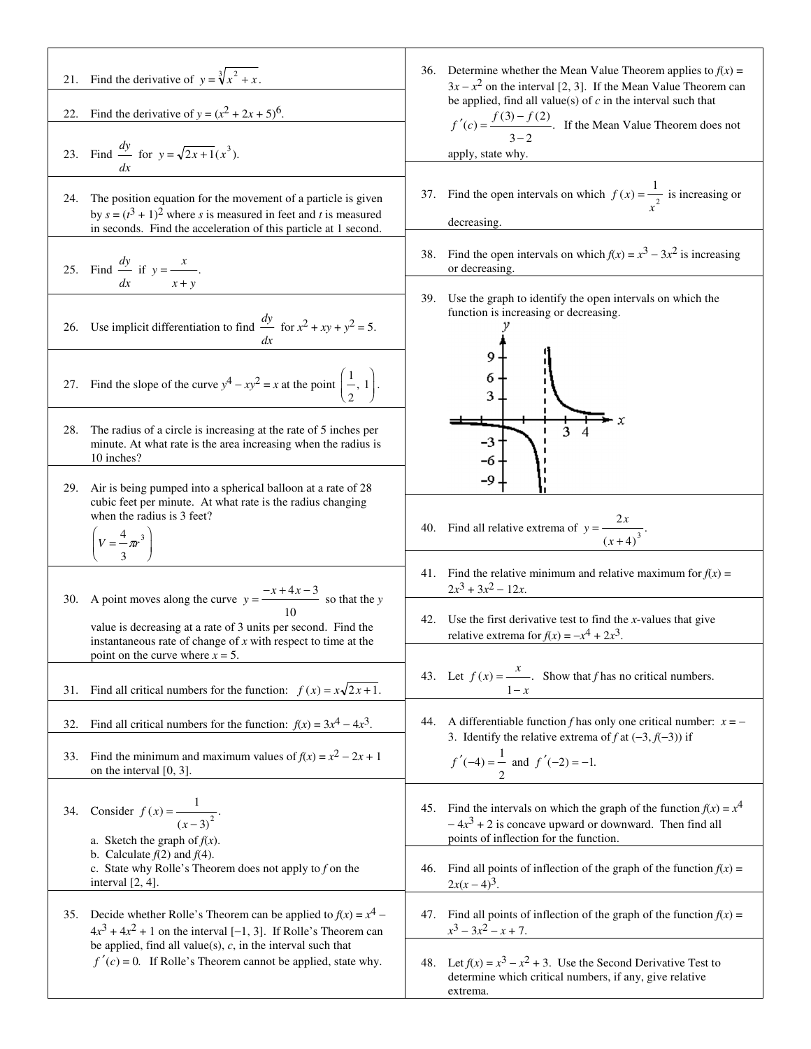21. Find the derivative of $y = \sqrt[3]{x^2 + x}$.

22. Find the derivative of $y = (x^2 + 2x + 5)^6$.

23. Find $\dfrac{dy}{dx}$ for $y = \sqrt{2x+1}(x^3)$.

24. The position equation for the movement of a particle is given by $s = (t^3 + 1)^2$ where $s$ is measured in feet and $t$ is measured in seconds. Find the acceleration of this particle at 1 second.

25. Find $\dfrac{dy}{dx}$ if $y = \dfrac{x}{x+y}$.

26. Use implicit differentiation to find $\dfrac{dy}{dx}$ for $x^2 + xy + y^2 = 5$.

27. Find the slope of the curve $y^4 - xy^2 = x$ at the point $\left(\dfrac{1}{2}, 1\right)$.

28. The radius of a circle is increasing at the rate of 5 inches per minute. At what rate is the area increasing when the radius is 10 inches?

29. Air is being pumped into a spherical balloon at a rate of 28 cubic feet per minute. At what rate is the radius changing when the radius is 3 feet?
$\left(V = \dfrac{4}{3}\pi r^3\right)$

30. A point moves along the curve $y = \dfrac{-x + 4x - 3}{10}$ so that the $y$ value is decreasing at a rate of 3 units per second. Find the instantaneous rate of change of $x$ with respect to time at the point on the curve where $x = 5$.

31. Find all critical numbers for the function: $f(x) = x\sqrt{2x+1}$.

32. Find all critical numbers for the function: $f(x) = 3x^4 - 4x^3$.

33. Find the minimum and maximum values of $f(x) = x^2 - 2x + 1$ on the interval $[0, 3]$.

34. Consider $f(x) = \dfrac{1}{(x-3)^2}$.
a. Sketch the graph of $f(x)$.
b. Calculate $f(2)$ and $f(4)$.
c. State why Rolle's Theorem does not apply to $f$ on the interval $[2, 4]$.

35. Decide whether Rolle's Theorem can be applied to $f(x) = x^4 - 4x^3 + 4x^2 + 1$ on the interval $[-1, 3]$. If Rolle's Theorem can be applied, find all value(s), $c$, in the interval such that $f'(c) = 0$. If Rolle's Theorem cannot be applied, state why.

36. Determine whether the Mean Value Theorem applies to $f(x) = 3x - x^2$ on the interval $[2, 3]$. If the Mean Value Theorem can be applied, find all value(s) of $c$ in the interval such that $f'(c) = \dfrac{f(3) - f(2)}{3 - 2}$. If the Mean Value Theorem does not apply, state why.

37. Find the open intervals on which $f(x) = \dfrac{1}{x^2}$ is increasing or decreasing.

38. Find the open intervals on which $f(x) = x^3 - 3x^2$ is increasing or decreasing.

39. Use the graph to identify the open intervals on which the function is increasing or decreasing.

40. Find all relative extrema of $y = \dfrac{2x}{(x+4)^3}$.

41. Find the relative minimum and relative maximum for $f(x) = 2x^3 + 3x^2 - 12x$.

42. Use the first derivative test to find the $x$-values that give relative extrema for $f(x) = -x^4 + 2x^3$.

43. Let $f(x) = \dfrac{x}{1-x}$. Show that $f$ has no critical numbers.

44. A differentiable function $f$ has only one critical number: $x = -3$. Identify the relative extrema of $f$ at $(-3, f(-3))$ if $f'(-4) = \dfrac{1}{2}$ and $f'(-2) = -1$.

45. Find the intervals on which the graph of the function $f(x) = x^4 - 4x^3 + 2$ is concave upward or downward. Then find all points of inflection for the function.

46. Find all points of inflection of the graph of the function $f(x) = 2x(x-4)^3$.

47. Find all points of inflection of the graph of the function $f(x) = x^3 - 3x^2 - x + 7$.

48. Let $f(x) = x^3 - x^2 + 3$. Use the Second Derivative Test to determine which critical numbers, if any, give relative extrema.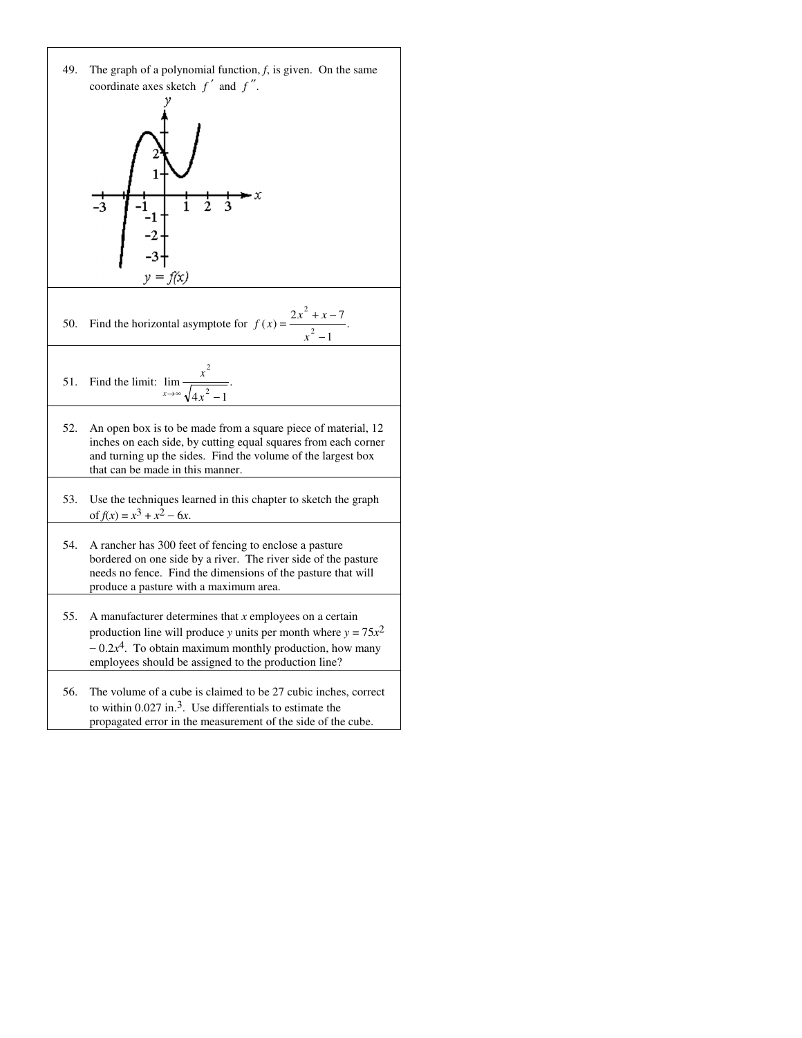49. The graph of a polynomial function, $f$, is given. On the same coordinate axes sketch $f'$ and $f''$.

$y = f(x)$

50. Find the horizontal asymptote for $f(x) = \dfrac{2x^2 + x - 7}{x^2 - 1}$.

51. Find the limit: $\lim\limits_{x \to \infty} \dfrac{x^2}{\sqrt{4x^2 - 1}}$.

52. An open box is to be made from a square piece of material, 12 inches on each side, by cutting equal squares from each corner and turning up the sides. Find the volume of the largest box that can be made in this manner.

53. Use the techniques learned in this chapter to sketch the graph of $f(x) = x^3 + x^2 - 6x$.

54. A rancher has 300 feet of fencing to enclose a pasture bordered on one side by a river. The river side of the pasture needs no fence. Find the dimensions of the pasture that will produce a pasture with a maximum area.

55. A manufacturer determines that $x$ employees on a certain production line will produce $y$ units per month where $y = 75x^2 - 0.2x^4$. To obtain maximum monthly production, how many employees should be assigned to the production line?

56. The volume of a cube is claimed to be 27 cubic inches, correct to within 0.027 in.$^3$. Use differentials to estimate the propagated error in the measurement of the side of the cube.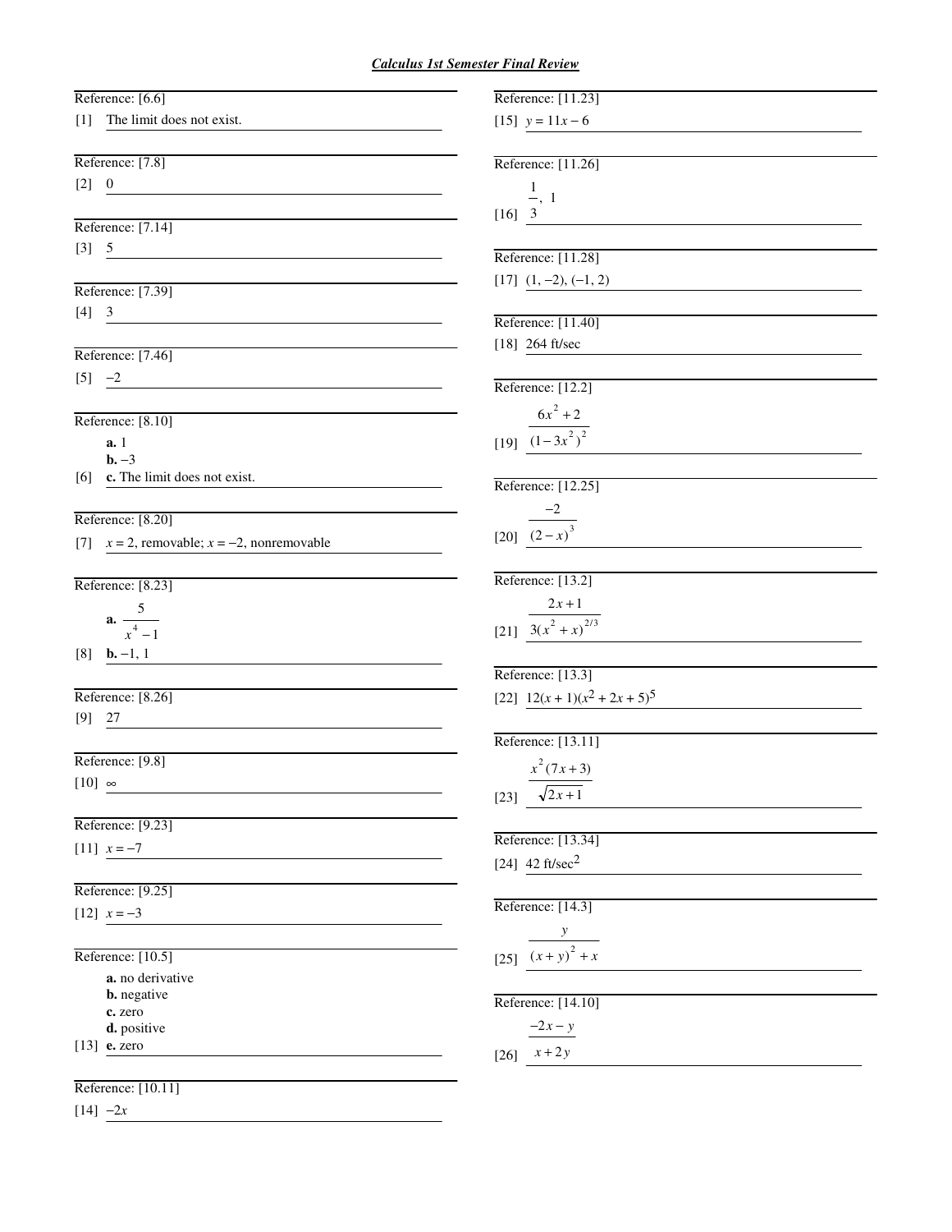## *Calculus 1st Semester Final Review*

Reference: [6.6]

[1] The limit does not exist.

Reference: [7.8]

[2] 0

Reference: [7.14]

[3] 5

Reference: [7.39]

[4] 3

Reference: [7.46]

[5] $-2$

Reference: [8.10]

**a.** 1
**b.** $-3$
[6] **c.** The limit does not exist.

Reference: [8.20]

[7] $x = 2$, removable; $x = -2$, nonremovable

Reference: [8.23]

**a.** $\dfrac{5}{x^4 - 1}$
[8] **b.** $-1$, 1

Reference: [8.26]

[9] 27

Reference: [9.8]

[10] $\infty$

Reference: [9.23]

[11] $x = -7$

Reference: [9.25]

[12] $x = -3$

Reference: [10.5]

**a.** no derivative
**b.** negative
**c.** zero
**d.** positive
[13] **e.** zero

Reference: [10.11]

[14] $-2x$

Reference: [11.23]

[15] $y = 11x - 6$

Reference: [11.26]

[16] $\dfrac{1}{3}$, 1

Reference: [11.28]

[17] $(1, -2)$, $(-1, 2)$

Reference: [11.40]

[18] 264 ft/sec

Reference: [12.2]

[19] $\dfrac{6x^2 + 2}{(1 - 3x^2)^2}$

Reference: [12.25]

[20] $\dfrac{-2}{(2 - x)^3}$

Reference: [13.2]

[21] $\dfrac{2x + 1}{3(x^2 + x)^{2/3}}$

Reference: [13.3]

[22] $12(x + 1)(x^2 + 2x + 5)^5$

Reference: [13.11]

[23] $\dfrac{x^2(7x + 3)}{\sqrt{2x + 1}}$

Reference: [13.34]

[24] 42 ft/sec$^2$

Reference: [14.3]

[25] $\dfrac{y}{(x + y)^2 + x}$

Reference: [14.10]

[26] $\dfrac{-2x - y}{x + 2y}$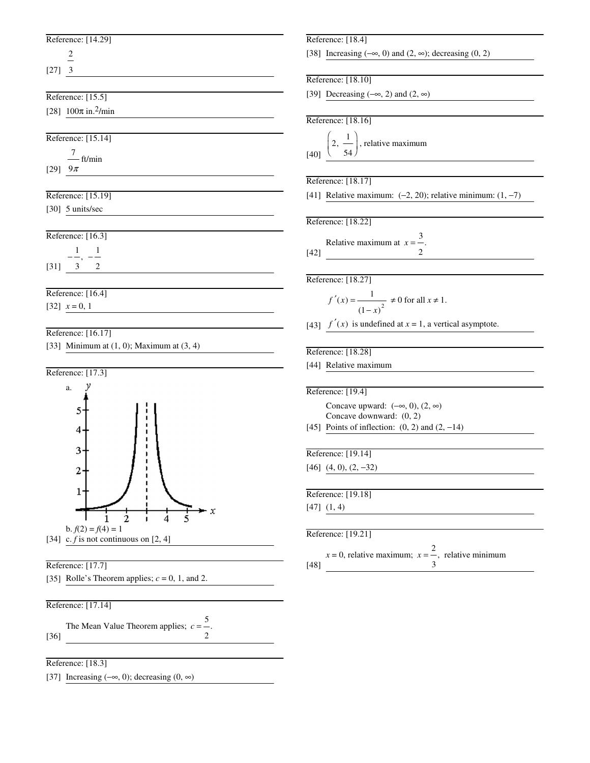Reference: [14.29]

[27] $\frac{2}{3}$

Reference: [15.5]

[28] $100\pi$ in.$^2$/min

Reference: [15.14]

[29] $\frac{7}{9\pi}$ ft/min

Reference: [15.19]

[30] 5 units/sec

Reference: [16.3]

[31] $-\frac{1}{3}, -\frac{1}{2}$

Reference: [16.4]

[32] $x = 0, 1$

Reference: [16.17]

[33] Minimum at (1, 0); Maximum at (3, 4)

Reference: [17.3]

a.

b. $f(2) = f(4) = 1$

[34] c. $f$ is not continuous on [2, 4]

Reference: [17.7]

[35] Rolle's Theorem applies; $c = 0$, 1, and 2.

Reference: [17.14]

[36] The Mean Value Theorem applies; $c = \frac{5}{2}$.

Reference: [18.3]

[37] Increasing $(-\infty, 0)$; decreasing $(0, \infty)$

Reference: [18.4]

[38] Increasing $(-\infty, 0)$ and $(2, \infty)$; decreasing $(0, 2)$

Reference: [18.10]

[39] Decreasing $(-\infty, 2)$ and $(2, \infty)$

Reference: [18.16]

[40] $\left(2, \frac{1}{54}\right)$, relative maximum

Reference: [18.17]

[41] Relative maximum: $(-2, 20)$; relative minimum: $(1, -7)$

Reference: [18.22]

[42] Relative maximum at $x = \frac{3}{2}$.

Reference: [18.27]

$f'(x) = \frac{1}{(1-x)^2} \neq 0$ for all $x \neq 1$.

[43] $f'(x)$ is undefined at $x = 1$, a vertical asymptote.

Reference: [18.28]

[44] Relative maximum

Reference: [19.4]

Concave upward: $(-\infty, 0)$, $(2, \infty)$

Concave downward: $(0, 2)$

[45] Points of inflection: $(0, 2)$ and $(2, -14)$

Reference: [19.14]

[46] $(4, 0)$, $(2, -32)$

Reference: [19.18]

[47] $(1, 4)$

Reference: [19.21]

[48] $x = 0$, relative maximum; $x = \frac{2}{3}$, relative minimum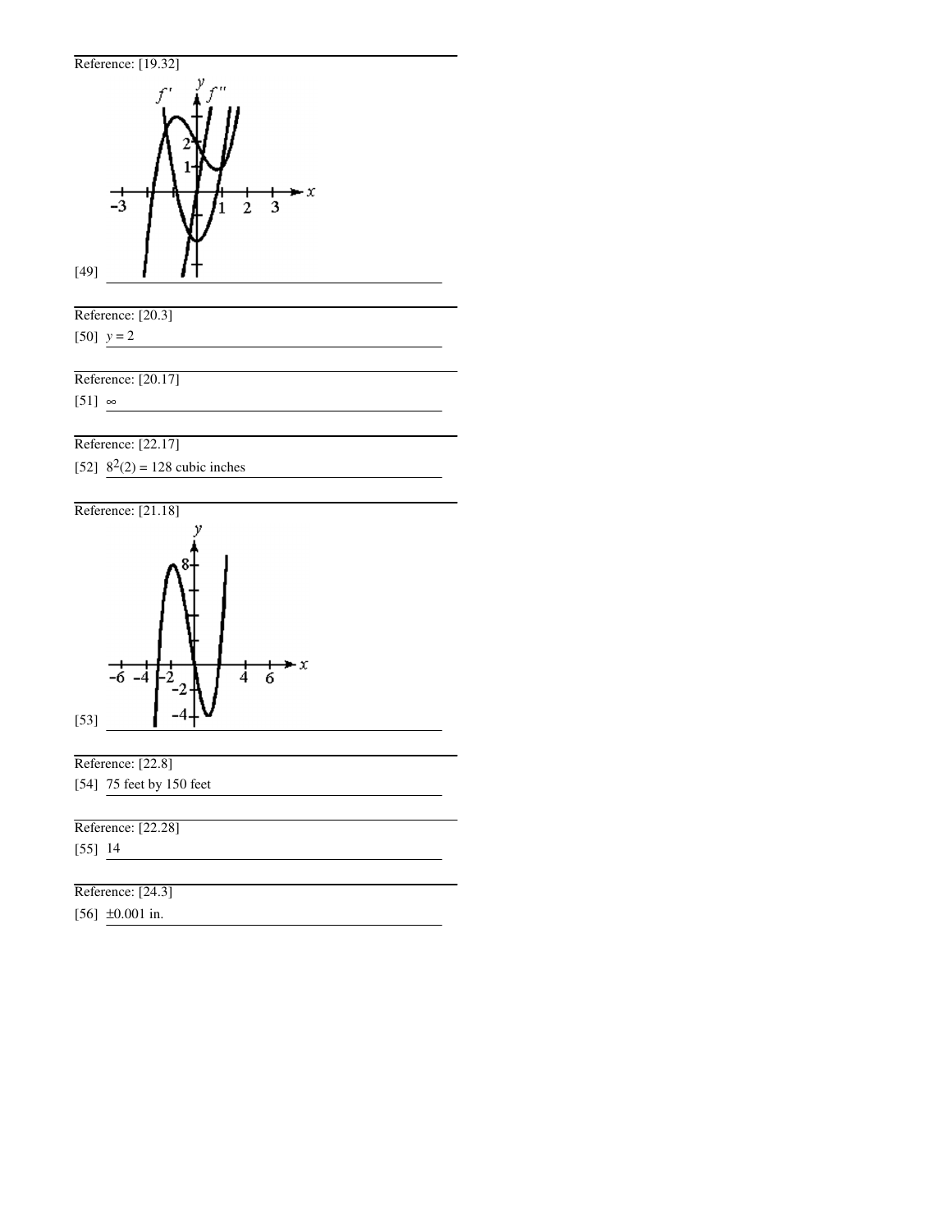Reference: [19.32]

$f'$

$y$

$f''$

2

1

$-3$

1

2

3

$x$

[49]

Reference: [20.3]

[50] $y = 2$

Reference: [20.17]

[51] $\infty$

Reference: [22.17]

[52] $8^2(2) = 128$ cubic inches

Reference: [21.18]

$y$

8

$-6$

$-4$

$-2$

$-2$

$-4$

4

6

$x$

[53]

Reference: [22.8]

[54] 75 feet by 150 feet

Reference: [22.28]

[55] 14

Reference: [24.3]

[56] $\pm 0.001$ in.